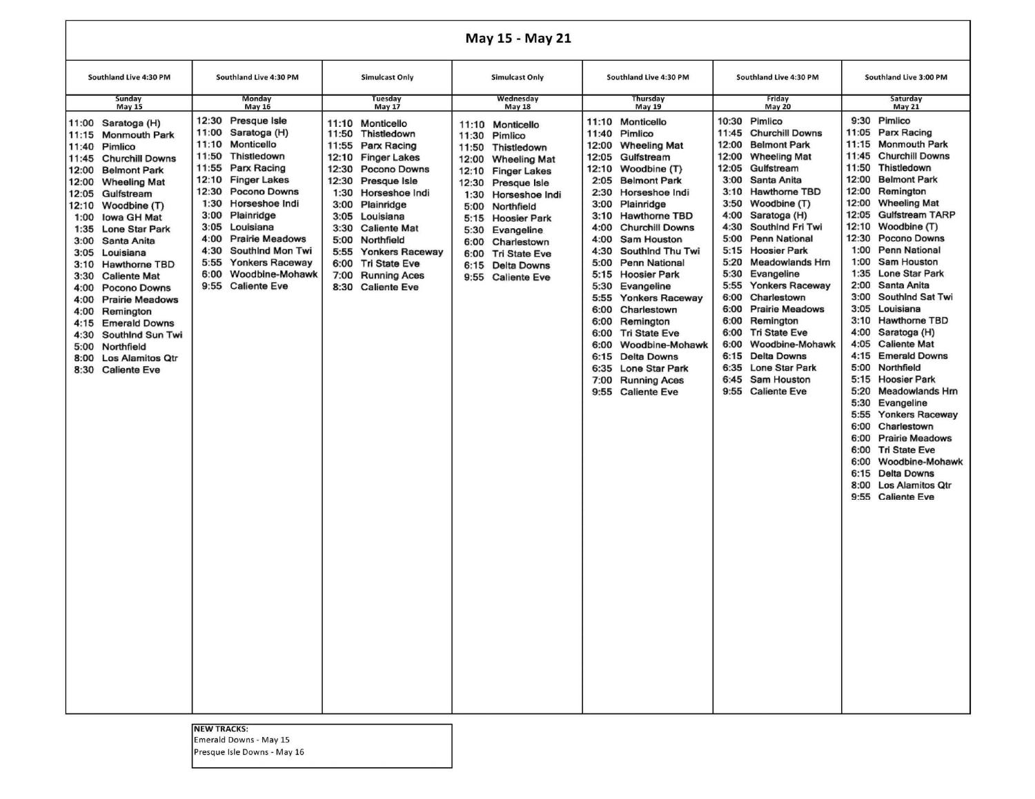# May 15 - May 21

| Southland Live 4:30 PM | Southland Live 4:30 PM | Simulcast Only | Simulcast Only | Southland Live 4:30 PM | Southland Live 4:30 PM | Southland Live 3:00 PM |
|---|---|---|---|---|---|---|
| **Sunday May 15** | **Monday May 16** | **Tuesday May 17** | **Wednesday May 18** | **Thursday May 19** | **Friday May 20** | **Saturday May 21** |
| 11:00 Saratoga (H) | 12:30 Presque Isle | 11:10 Monticello | 11:10 Monticello | 11:10 Monticello | 10:30 Pimlico | 9:30 Pimlico |
| 11:15 Monmouth Park | 11:00 Saratoga (H) | 11:50 Thistledown | 11:30 Pimlico | 11:40 Pimlico | 11:45 Churchill Downs | 11:05 Parx Racing |
| 11:40 Pimlico | 11:10 Monticello | 11:55 Parx Racing | 11:50 Thistledown | 12:00 Wheeling Mat | 12:00 Belmont Park | 11:15 Monmouth Park |
| 11:45 Churchill Downs | 11:50 Thistledown | 12:10 Finger Lakes | 12:00 Wheeling Mat | 12:05 Gulfstream | 12:00 Wheeling Mat | 11:45 Churchill Downs |
| 12:00 Belmont Park | 11:55 Parx Racing | 12:30 Pocono Downs | 12:10 Finger Lakes | 12:10 Woodbine (T) | 12:05 Gulfstream | 11:50 Thistledown |
| 12:00 Wheeling Mat | 12:10 Finger Lakes | 12:30 Presque Isle | 12:30 Presque Isle | 2:05 Belmont Park | 3:00 Santa Anita | 12:00 Belmont Park |
| 12:05 Gulfstream | 12:30 Pocono Downs | 1:30 Horseshoe Indi | 1:30 Horseshoe Indi | 2:30 Horseshoe Indi | 3:10 Hawthorne TBD | 12:00 Remington |
| 12:10 Woodbine (T) | 1:30 Horseshoe Indi | 3:00 Plainridge | 5:00 Northfield | 3:00 Plainridge | 3:50 Woodbine (T) | 12:00 Wheeling Mat |
| 1:00 Iowa GH Mat | 3:00 Plainridge | 3:05 Louisiana | 5:15 Hoosier Park | 3:10 Hawthorne TBD | 4:00 Saratoga (H) | 12:05 Gulfstream TARP |
| 1:35 Lone Star Park | 3:05 Louisiana | 3:30 Caliente Mat | 5:30 Evangeline | 4:00 Churchill Downs | 4:30 Southlnd Fri Twi | 12:10 Woodbine (T) |
| 3:00 Santa Anita | 4:00 Prairie Meadows | 5:00 Northfield | 6:00 Charlestown | 4:00 Sam Houston | 5:00 Penn National | 12:30 Pocono Downs |
| 3:05 Louisiana | 4:30 Southlnd Mon Twi | 5:55 Yonkers Raceway | 6:00 Tri State Eve | 4:30 Southlnd Thu Twi | 5:15 Hoosier Park | 1:00 Penn National |
| 3:10 Hawthorne TBD | 5:55 Yonkers Raceway | 6:00 Tri State Eve | 6:15 Delta Downs | 5:00 Penn National | 5:20 Meadowlands Hrn | 1:00 Sam Houston |
| 3:30 Caliente Mat | 6:00 Woodbine-Mohawk | 7:00 Running Aces | 9:55 Caliente Eve | 5:15 Hoosier Park | 5:30 Evangeline | 1:35 Lone Star Park |
| 4:00 Pocono Downs | 9:55 Caliente Eve | 8:30 Caliente Eve | | 5:30 Evangeline | 5:55 Yonkers Raceway | 2:00 Santa Anita |
| 4:00 Prairie Meadows | | | | 5:55 Yonkers Raceway | 6:00 Charlestown | 3:00 Southlnd Sat Twi |
| 4:00 Remington | | | | 6:00 Charlestown | 6:00 Prairie Meadows | 3:05 Louisiana |
| 4:15 Emerald Downs | | | | 6:00 Remington | 6:00 Remington | 3:10 Hawthorne TBD |
| 4:30 Southlnd Sun Twi | | | | 6:00 Tri State Eve | 6:00 Tri State Eve | 4:00 Saratoga (H) |
| 5:00 Northfield | | | | 6:00 Woodbine-Mohawk | 6:00 Woodbine-Mohawk | 4:05 Caliente Mat |
| 8:00 Los Alamitos Qtr | | | | 6:15 Delta Downs | 6:15 Delta Downs | 4:15 Emerald Downs |
| 8:30 Caliente Eve | | | | 6:35 Lone Star Park | 6:35 Lone Star Park | 5:00 Northfield |
| | | | | 7:00 Running Aces | 6:45 Sam Houston | 5:15 Hoosier Park |
| | | | | 9:55 Caliente Eve | 9:55 Caliente Eve | 5:20 Meadowlands Hrn |
| | | | | | | 5:30 Evangeline |
| | | | | | | 5:55 Yonkers Raceway |
| | | | | | | 6:00 Charlestown |
| | | | | | | 6:00 Prairie Meadows |
| | | | | | | 6:00 Tri State Eve |
| | | | | | | 6:00 Woodbine-Mohawk |
| | | | | | | 6:15 Delta Downs |
| | | | | | | 8:00 Los Alamitos Qtr |
| | | | | | | 9:55 Caliente Eve |

**NEW TRACKS:**
Emerald Downs - May 15
Presque Isle Downs - May 16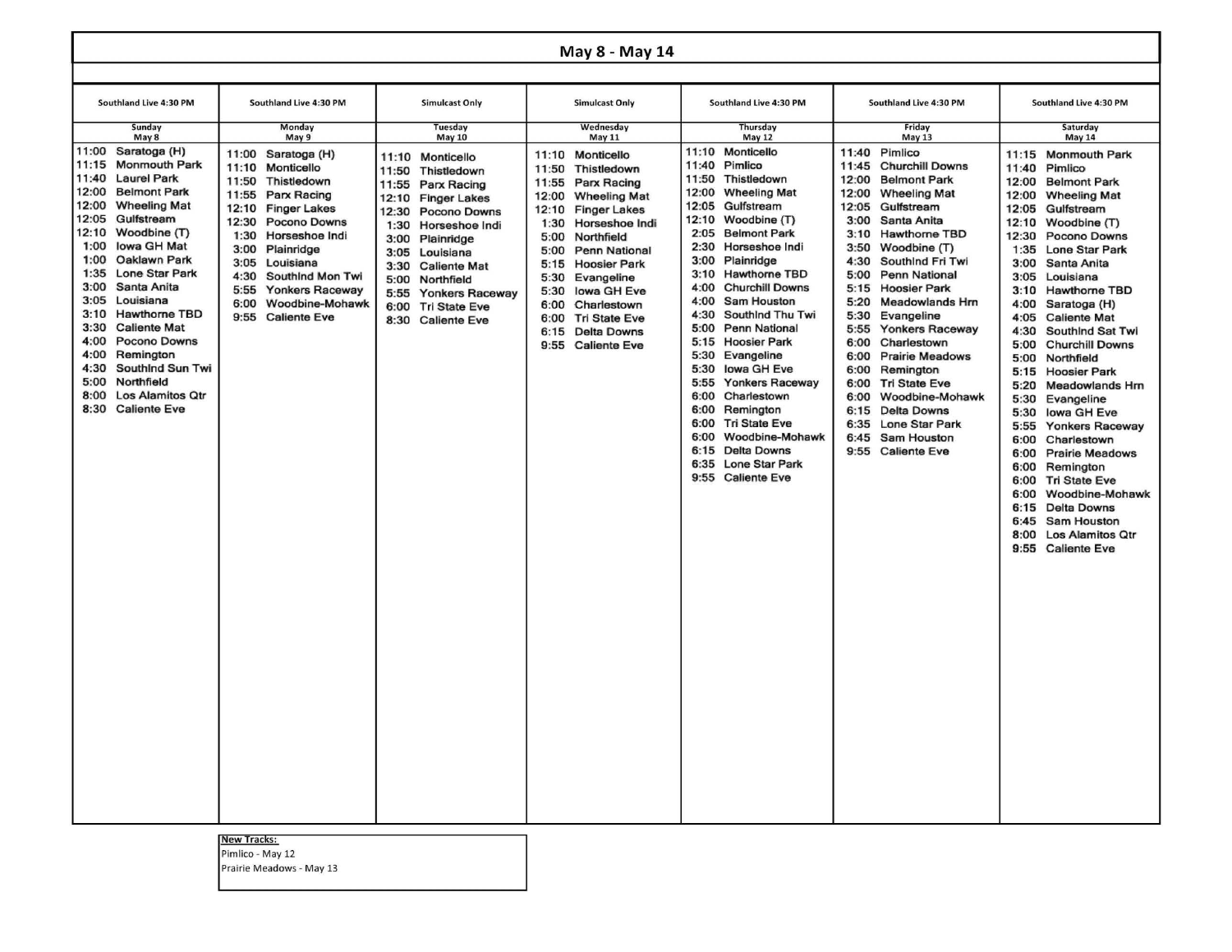# May 8 - May 14

| Southland Live 4:30 PM | Southland Live 4:30 PM | Simulcast Only | Simulcast Only | Southland Live 4:30 PM | Southland Live 4:30 PM | Southland Live 4:30 PM |
|---|---|---|---|---|---|---|
| **Sunday May 8** | **Monday May 9** | **Tuesday May 10** | **Wednesday May 11** | **Thursday May 12** | **Friday May 13** | **Saturday May 14** |
| 11:00 Saratoga (H) | 11:00 Saratoga (H) | 11:10 Monticello | 11:10 Monticello | 11:10 Monticello | 11:40 Pimlico | 11:15 Monmouth Park |
| 11:15 Monmouth Park | 11:10 Monticello | 11:50 Thistledown | 11:50 Thistledown | 11:40 Pimlico | 11:45 Churchill Downs | 11:40 Pimlico |
| 11:40 Laurel Park | 11:50 Thistledown | 11:55 Parx Racing | 11:55 Parx Racing | 11:50 Thistledown | 12:00 Belmont Park | 12:00 Belmont Park |
| 12:00 Belmont Park | 11:55 Parx Racing | 12:10 Finger Lakes | 12:00 Wheeling Mat | 12:00 Wheeling Mat | 12:00 Wheeling Mat | 12:00 Wheeling Mat |
| 12:00 Wheeling Mat | 12:10 Finger Lakes | 12:30 Pocono Downs | 12:10 Finger Lakes | 12:05 Gulfstream | 12:05 Gulfstream | 12:05 Gulfstream |
| 12:05 Gulfstream | 12:30 Pocono Downs | 1:30 Horseshoe Indi | 1:30 Horseshoe Indi | 12:10 Woodbine (T) | 3:00 Santa Anita | 12:10 Woodbine (T) |
| 12:10 Woodbine (T) | 1:30 Horseshoe Indi | 3:00 Plainridge | 5:00 Northfield | 2:05 Belmont Park | 3:10 Hawthorne TBD | 12:30 Pocono Downs |
| 1:00 Iowa GH Mat | 3:00 Plainridge | 3:05 Louisiana | 5:00 Penn National | 2:30 Horseshoe Indi | 3:50 Woodbine (T) | 1:35 Lone Star Park |
| 1:00 Oaklawn Park | 3:05 Louisiana | 3:30 Caliente Mat | 5:15 Hoosier Park | 3:00 Plainridge | 4:30 Southlnd Fri Twi | 3:00 Santa Anita |
| 1:35 Lone Star Park | 4:30 Southlnd Mon Twi | 5:00 Northfield | 5:30 Evangeline | 3:10 Hawthorne TBD | 5:00 Penn National | 3:05 Louisiana |
| 3:00 Santa Anita | 5:55 Yonkers Raceway | 5:55 Yonkers Raceway | 5:30 Iowa GH Eve | 4:00 Churchill Downs | 5:15 Hoosier Park | 3:10 Hawthorne TBD |
| 3:05 Louisiana | 6:00 Woodbine-Mohawk | 6:00 Tri State Eve | 6:00 Charlestown | 4:00 Sam Houston | 5:20 Meadowlands Hrn | 4:00 Saratoga (H) |
| 3:10 Hawthorne TBD | 9:55 Caliente Eve | 8:30 Caliente Eve | 6:00 Tri State Eve | 4:30 Southlnd Thu Twi | 5:30 Evangeline | 4:05 Caliente Mat |
| 3:30 Caliente Mat | | | 6:15 Delta Downs | 5:00 Penn National | 5:55 Yonkers Raceway | 4:30 Southlnd Sat Twi |
| 4:00 Pocono Downs | | | 9:55 Caliente Eve | 5:15 Hoosier Park | 6:00 Charlestown | 5:00 Churchill Downs |
| 4:00 Remington | | | | 5:30 Evangeline | 6:00 Prairie Meadows | 5:00 Northfield |
| 4:30 Southlnd Sun Twi | | | | 5:30 Iowa GH Eve | 6:00 Remington | 5:15 Hoosier Park |
| 5:00 Northfield | | | | 5:55 Yonkers Raceway | 6:00 Tri State Eve | 5:20 Meadowlands Hrn |
| 8:00 Los Alamitos Qtr | | | | 6:00 Charlestown | 6:00 Woodbine-Mohawk | 5:30 Evangeline |
| 8:30 Caliente Eve | | | | 6:00 Remington | 6:15 Delta Downs | 5:30 Iowa GH Eve |
| | | | | 6:00 Tri State Eve | 6:35 Lone Star Park | 5:55 Yonkers Raceway |
| | | | | 6:00 Woodbine-Mohawk | 6:45 Sam Houston | 6:00 Charlestown |
| | | | | 6:15 Delta Downs | 9:55 Caliente Eve | 6:00 Prairie Meadows |
| | | | | 6:35 Lone Star Park | | 6:00 Remington |
| | | | | 9:55 Caliente Eve | | 6:00 Tri State Eve |
| | | | | | | 6:00 Woodbine-Mohawk |
| | | | | | | 6:15 Delta Downs |
| | | | | | | 6:45 Sam Houston |
| | | | | | | 8:00 Los Alamitos Qtr |
| | | | | | | 9:55 Caliente Eve |

**New Tracks:**

Pimlico - May 12

Prairie Meadows - May 13